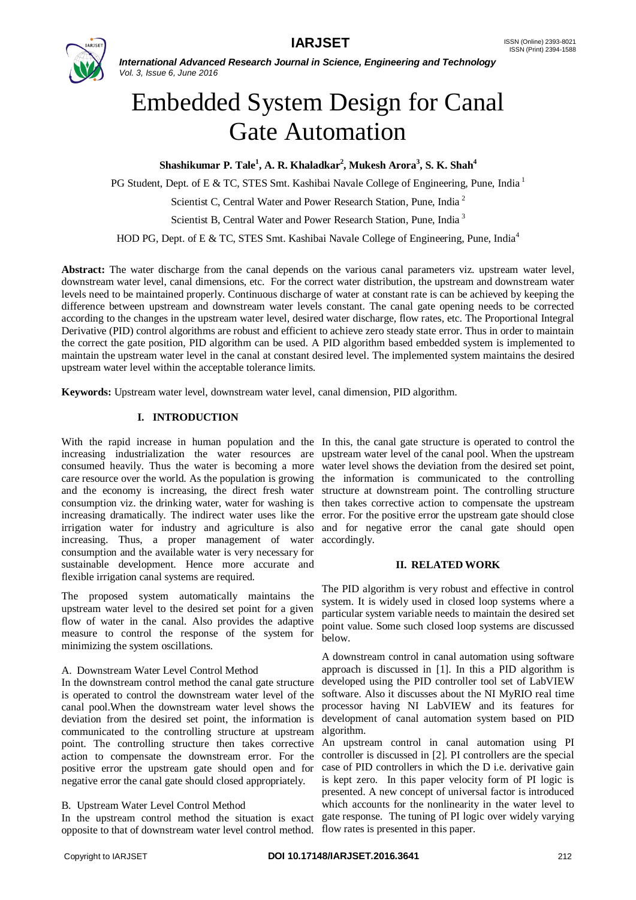# Embedded System Design for Canal Gate Automation

**Shashikumar P. Tale[1], A. R. Khaladkar[2], Mukesh Arora[3], S. K. Shah[4]**

PG Student, Dept. of E & TC, STES Smt. Kashibai Navale College of Engineering, Pune, India [1]

Scientist C, Central Water and Power Research Station, Pune, India [2]

Scientist B, Central Water and Power Research Station, Pune, India [3]

HOD PG, Dept. of E & TC, STES Smt. Kashibai Navale College of Engineering, Pune, India[4]

**Abstract:** The water discharge from the canal depends on the various canal parameters viz. upstream water level, downstream water level, canal dimensions, etc. For the correct water distribution, the upstream and downstream water levels need to be maintained properly. Continuous discharge of water at constant rate is can be achieved by keeping the difference between upstream and downstream water levels constant. The canal gate opening needs to be corrected according to the changes in the upstream water level, desired water discharge, flow rates, etc. The Proportional Integral Derivative (PID) control algorithms are robust and efficient to achieve zero steady state error. Thus in order to maintain the correct the gate position, PID algorithm can be used. A PID algorithm based embedded system is implemented to maintain the upstream water level in the canal at constant desired level. The implemented system maintains the desired upstream water level within the acceptable tolerance limits.

**Keywords:** Upstream water level, downstream water level, canal dimension, PID algorithm.

## I. INTRODUCTION

With the rapid increase in human population and the increasing industrialization the water resources are consumed heavily. Thus the water is becoming a more care resource over the world. As the population is growing and the economy is increasing, the direct fresh water consumption viz. the drinking water, water for washing is increasing dramatically. The indirect water uses like the irrigation water for industry and agriculture is also increasing. Thus, a proper management of water consumption and the available water is very necessary for sustainable development. Hence more accurate and flexible irrigation canal systems are required.

The proposed system automatically maintains the upstream water level to the desired set point for a given flow of water in the canal. Also provides the adaptive measure to control the response of the system for minimizing the system oscillations.

### A. Downstream Water Level Control Method

In the downstream control method the canal gate structure is operated to control the downstream water level of the canal pool.When the downstream water level shows the deviation from the desired set point, the information is communicated to the controlling structure at upstream point. The controlling structure then takes corrective action to compensate the downstream error. For the positive error the upstream gate should open and for negative error the canal gate should closed appropriately.

### B. Upstream Water Level Control Method

In the upstream control method the situation is exact opposite to that of downstream water level control method. In this, the canal gate structure is operated to control the upstream water level of the canal pool. When the upstream water level shows the deviation from the desired set point, the information is communicated to the controlling structure at downstream point. The controlling structure then takes corrective action to compensate the upstream error. For the positive error the upstream gate should close and for negative error the canal gate should open accordingly.

## II. RELATED WORK

The PID algorithm is very robust and effective in control system. It is widely used in closed loop systems where a particular system variable needs to maintain the desired set point value. Some such closed loop systems are discussed below.

A downstream control in canal automation using software approach is discussed in [1]. In this a PID algorithm is developed using the PID controller tool set of LabVIEW software. Also it discusses about the NI MyRIO real time processor having NI LabVIEW and its features for development of canal automation system based on PID algorithm.

An upstream control in canal automation using PI controller is discussed in [2]. PI controllers are the special case of PID controllers in which the D i.e. derivative gain is kept zero. In this paper velocity form of PI logic is presented. A new concept of universal factor is introduced which accounts for the nonlinearity in the water level to gate response. The tuning of PI logic over widely varying flow rates is presented in this paper.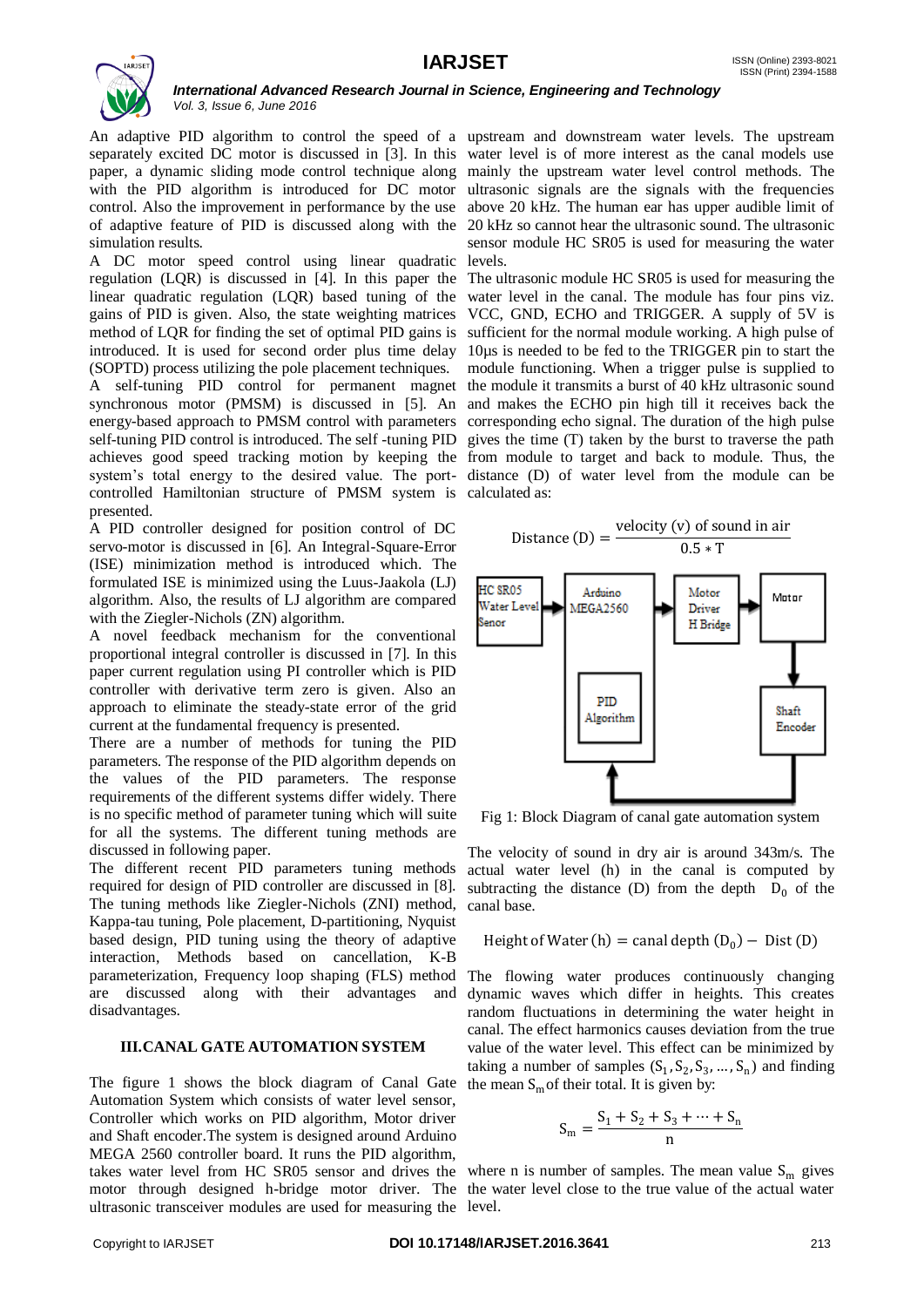An adaptive PID algorithm to control the speed of a separately excited DC motor is discussed in [3]. In this paper, a dynamic sliding mode control technique along with the PID algorithm is introduced for DC motor control. Also the improvement in performance by the use of adaptive feature of PID is discussed along with the simulation results.

A DC motor speed control using linear quadratic regulation (LQR) is discussed in [4]. In this paper the linear quadratic regulation (LQR) based tuning of the gains of PID is given. Also, the state weighting matrices method of LQR for finding the set of optimal PID gains is introduced. It is used for second order plus time delay (SOPTD) process utilizing the pole placement techniques.

A self-tuning PID control for permanent magnet synchronous motor (PMSM) is discussed in [5]. An energy-based approach to PMSM control with parameters self-tuning PID control is introduced. The self -tuning PID achieves good speed tracking motion by keeping the system's total energy to the desired value. The port-controlled Hamiltonian structure of PMSM system is presented.

A PID controller designed for position control of DC servo-motor is discussed in [6]. An Integral-Square-Error (ISE) minimization method is introduced which. The formulated ISE is minimized using the Luus-Jaakola (LJ) algorithm. Also, the results of LJ algorithm are compared with the Ziegler-Nichols (ZN) algorithm.

A novel feedback mechanism for the conventional proportional integral controller is discussed in [7]. In this paper current regulation using PI controller which is PID controller with derivative term zero is given. Also an approach to eliminate the steady-state error of the grid current at the fundamental frequency is presented.

There are a number of methods for tuning the PID parameters. The response of the PID algorithm depends on the values of the PID parameters. The response requirements of the different systems differ widely. There is no specific method of parameter tuning which will suite for all the systems. The different tuning methods are discussed in following paper.

The different recent PID parameters tuning methods required for design of PID controller are discussed in [8]. The tuning methods like Ziegler-Nichols (ZNI) method, Kappa-tau tuning, Pole placement, D-partitioning, Nyquist based design, PID tuning using the theory of adaptive interaction, Methods based on cancellation, K-B parameterization, Frequency loop shaping (FLS) method are discussed along with their advantages and disadvantages.

## III. CANAL GATE AUTOMATION SYSTEM

The figure 1 shows the block diagram of Canal Gate Automation System which consists of water level sensor, Controller which works on PID algorithm, Motor driver and Shaft encoder. The system is designed around Arduino MEGA 2560 controller board. It runs the PID algorithm, takes water level from HC SR05 sensor and drives the motor through designed h-bridge motor driver. The ultrasonic transceiver modules are used for measuring the upstream and downstream water levels. The upstream water level is of more interest as the canal models use mainly the upstream water level control methods. The ultrasonic signals are the signals with the frequencies above 20 kHz. The human ear has upper audible limit of 20 kHz so cannot hear the ultrasonic sound. The ultrasonic sensor module HC SR05 is used for measuring the water levels.

The ultrasonic module HC SR05 is used for measuring the water level in the canal. The module has four pins viz. VCC, GND, ECHO and TRIGGER. A supply of 5V is sufficient for the normal module working. A high pulse of 10μs is needed to be fed to the TRIGGER pin to start the module functioning. When a trigger pulse is supplied to the module it transmits a burst of 40 kHz ultrasonic sound and makes the ECHO pin high till it receives back the corresponding echo signal. The duration of the high pulse gives the time (T) taken by the burst to traverse the path from module to target and back to module. Thus, the distance (D) of water level from the module can be calculated as:

$$\text{Distance (D)} = \frac{\text{velocity (v) of sound in air}}{0.5 * \text{T}}$$

Fig 1: Block Diagram of canal gate automation system

The velocity of sound in dry air is around 343m/s. The actual water level (h) in the canal is computed by subtracting the distance (D) from the depth $D_0$ of the canal base.

$$\text{Height of Water (h)} = \text{canal depth } (D_0) - \text{Dist (D)}$$

The flowing water produces continuously changing dynamic waves which differ in heights. This creates random fluctuations in determining the water height in canal. The effect harmonics causes deviation from the true value of the water level. This effect can be minimized by taking a number of samples $(S_1, S_2, S_3, \ldots, S_n)$ and finding the mean $S_m$ of their total. It is given by:

$$S_m = \frac{S_1 + S_2 + S_3 + \cdots + S_n}{n}$$

where n is number of samples. The mean value $S_m$ gives the water level close to the true value of the actual water level.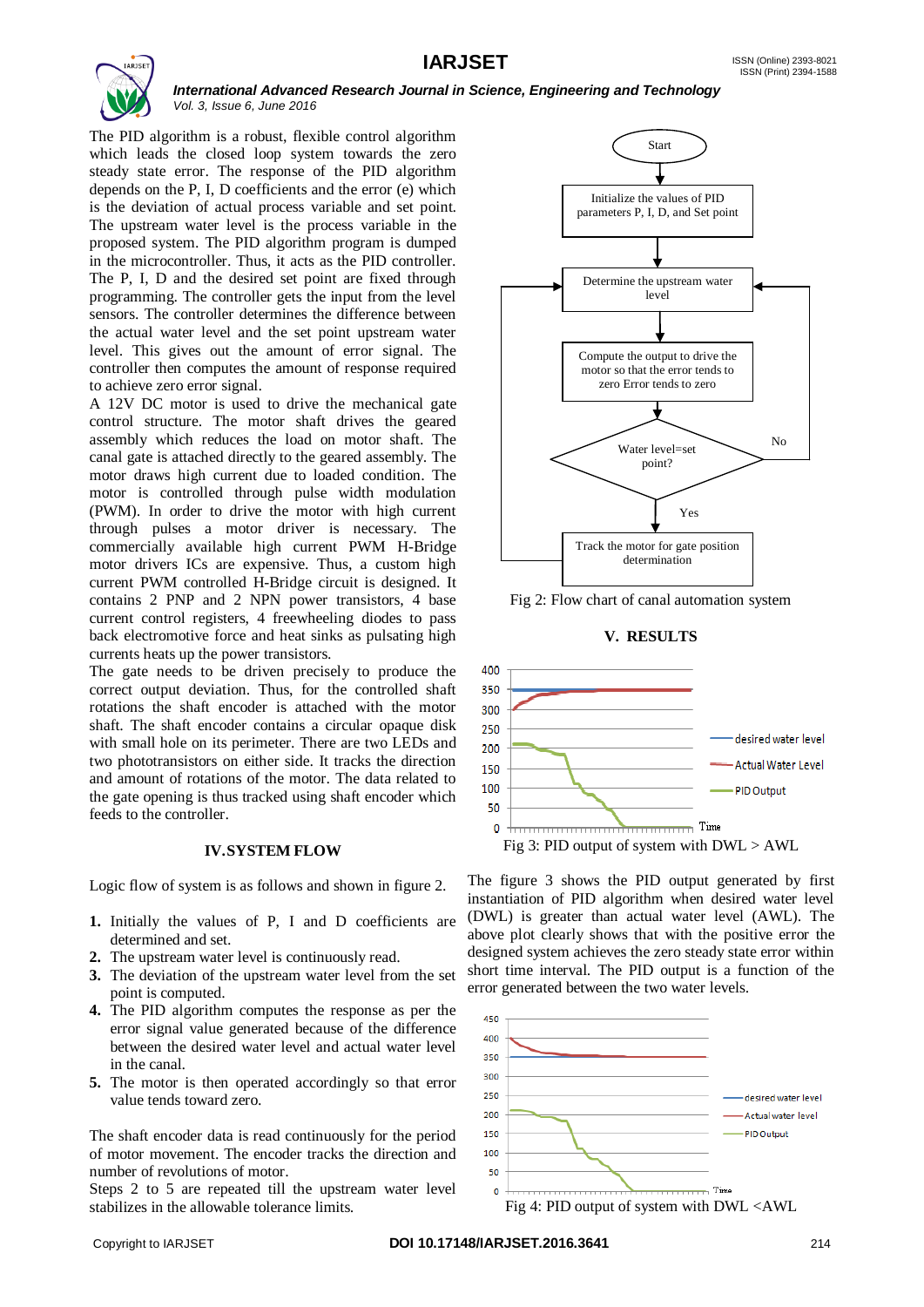The PID algorithm is a robust, flexible control algorithm which leads the closed loop system towards the zero steady state error. The response of the PID algorithm depends on the P, I, D coefficients and the error (e) which is the deviation of actual process variable and set point. The upstream water level is the process variable in the proposed system. The PID algorithm program is dumped in the microcontroller. Thus, it acts as the PID controller. The P, I, D and the desired set point are fixed through programming. The controller gets the input from the level sensors. The controller determines the difference between the actual water level and the set point upstream water level. This gives out the amount of error signal. The controller then computes the amount of response required to achieve zero error signal.

A 12V DC motor is used to drive the mechanical gate control structure. The motor shaft drives the geared assembly which reduces the load on motor shaft. The canal gate is attached directly to the geared assembly. The motor draws high current due to loaded condition. The motor is controlled through pulse width modulation (PWM). In order to drive the motor with high current through pulses a motor driver is necessary. The commercially available high current PWM H-Bridge motor drivers ICs are expensive. Thus, a custom high current PWM controlled H-Bridge circuit is designed. It contains 2 PNP and 2 NPN power transistors, 4 base current control registers, 4 freewheeling diodes to pass back electromotive force and heat sinks as pulsating high currents heats up the power transistors.

The gate needs to be driven precisely to produce the correct output deviation. Thus, for the controlled shaft rotations the shaft encoder is attached with the motor shaft. The shaft encoder contains a circular opaque disk with small hole on its perimeter. There are two LEDs and two phototransistors on either side. It tracks the direction and amount of rotations of the motor. The data related to the gate opening is thus tracked using shaft encoder which feeds to the controller.

## IV. SYSTEM FLOW

Logic flow of system is as follows and shown in figure 2.

1. Initially the values of P, I and D coefficients are determined and set.
2. The upstream water level is continuously read.
3. The deviation of the upstream water level from the set point is computed.
4. The PID algorithm computes the response as per the error signal value generated because of the difference between the desired water level and actual water level in the canal.
5. The motor is then operated accordingly so that error value tends toward zero.

The shaft encoder data is read continuously for the period of motor movement. The encoder tracks the direction and number of revolutions of motor.

Steps 2 to 5 are repeated till the upstream water level stabilizes in the allowable tolerance limits.

Fig 2: Flow chart of canal automation system

## V. RESULTS

Fig 3: PID output of system with DWL > AWL

The figure 3 shows the PID output generated by first instantiation of PID algorithm when desired water level (DWL) is greater than actual water level (AWL). The above plot clearly shows that with the positive error the designed system achieves the zero steady state error within short time interval. The PID output is a function of the error generated between the two water levels.

Fig 4: PID output of system with DWL <AWL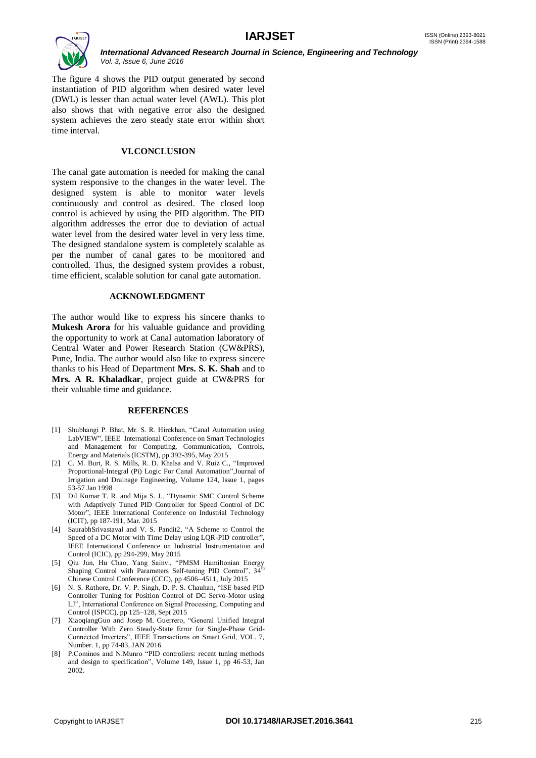The figure 4 shows the PID output generated by second instantiation of PID algorithm when desired water level (DWL) is lesser than actual water level (AWL). This plot also shows that with negative error also the designed system achieves the zero steady state error within short time interval.

## VI. CONCLUSION

The canal gate automation is needed for making the canal system responsive to the changes in the water level. The designed system is able to monitor water levels continuously and control as desired. The closed loop control is achieved by using the PID algorithm. The PID algorithm addresses the error due to deviation of actual water level from the desired water level in very less time. The designed standalone system is completely scalable as per the number of canal gates to be monitored and controlled. Thus, the designed system provides a robust, time efficient, scalable solution for canal gate automation.

## ACKNOWLEDGMENT

The author would like to express his sincere thanks to **Mukesh Arora** for his valuable guidance and providing the opportunity to work at Canal automation laboratory of Central Water and Power Research Station (CW&PRS), Pune, India. The author would also like to express sincere thanks to his Head of Department **Mrs. S. K. Shah** and to **Mrs. A R. Khaladkar**, project guide at CW&PRS for their valuable time and guidance.

## REFERENCES

[1] Shubhangi P. Bhat, Mr. S. R. Hirekhan, "Canal Automation using LabVIEW", IEEE International Conference on Smart Technologies and Management for Computing, Communication, Controls, Energy and Materials (ICSTM), pp 392-395, May 2015

[2] C. M. Burt, R. S. Mills, R. D. Khalsa and V. Ruiz C., "Improved Proportional-Integral (Pi) Logic For Canal Automation",Journal of Irrigation and Drainage Engineering, Volume 124, Issue 1, pages 53-57 Jan 1998

[3] Dil Kumar T. R. and Mija S. J., "Dynamic SMC Control Scheme with Adaptively Tuned PID Controller for Speed Control of DC Motor", IEEE International Conference on Industrial Technology (ICIT), pp 187-191, Mar. 2015

[4] SaurabhSrivastaval and V. S. Pandit2, "A Scheme to Control the Speed of a DC Motor with Time Delay using LQR-PID controller", IEEE International Conference on Industrial Instrumentation and Control (ICIC), pp 294-299, May 2015

[5] Qiu Jun, Hu Chao, Yang Sainv., "PMSM Hamiltonian Energy Shaping Control with Parameters Self-tuning PID Control", 34th Chinese Control Conference (CCC), pp 4506–4511, July 2015

[6] N. S. Rathore, Dr. V. P. Singh, D. P. S. Chauhan, "ISE based PID Controller Tuning for Position Control of DC Servo-Motor using LJ", International Conference on Signal Processing, Computing and Control (ISPCC), pp 125–128, Sept 2015

[7] XiaoqiangGuo and Josep M. Guerrero, "General Unified Integral Controller With Zero Steady-State Error for Single-Phase Grid-Connected Inverters", IEEE Transactions on Smart Grid, VOL. 7, Number. 1, pp 74-83, JAN 2016

[8] P.Cominos and N.Munro "PID controllers: recent tuning methods and design to specification", Volume 149, Issue 1, pp 46-53, Jan 2002.